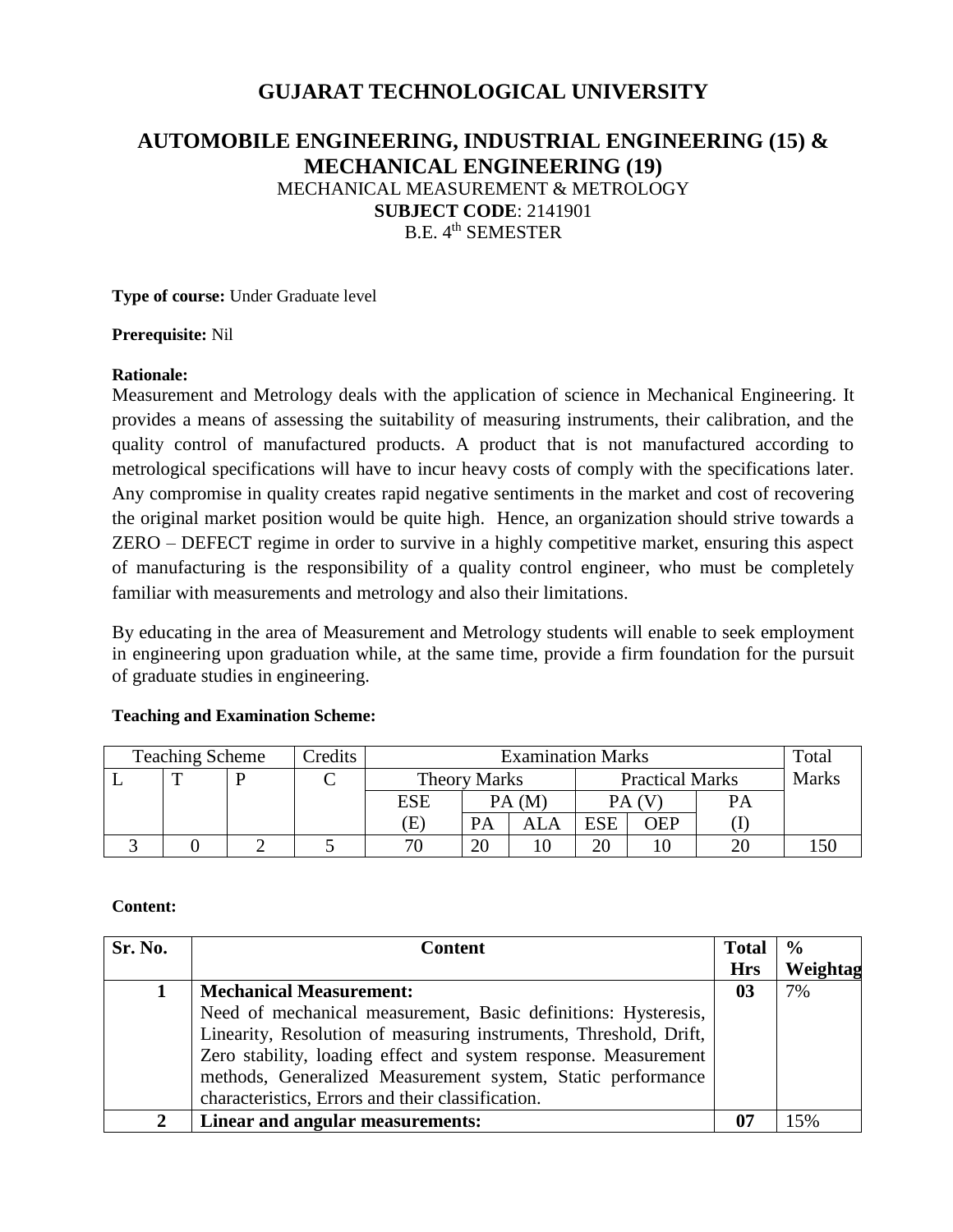# GUJARAT TECHNOLOGICAL UNIVERSITY

## AUTOMOBILE ENGINEERING, INDUSTRIAL ENGINEERING (15) & MECHANICAL ENGINEERING (19)

MECHANICAL MEASUREMENT & METROLOGY

**SUBJECT CODE**: 2141901

B.E. 4th SEMESTER

**Type of course:** Under Graduate level

**Prerequisite:** Nil

**Rationale:**

Measurement and Metrology deals with the application of science in Mechanical Engineering. It provides a means of assessing the suitability of measuring instruments, their calibration, and the quality control of manufactured products. A product that is not manufactured according to metrological specifications will have to incur heavy costs of comply with the specifications later. Any compromise in quality creates rapid negative sentiments in the market and cost of recovering the original market position would be quite high. Hence, an organization should strive towards a ZERO – DEFECT regime in order to survive in a highly competitive market, ensuring this aspect of manufacturing is the responsibility of a quality control engineer, who must be completely familiar with measurements and metrology and also their limitations.

By educating in the area of Measurement and Metrology students will enable to seek employment in engineering upon graduation while, at the same time, provide a firm foundation for the pursuit of graduate studies in engineering.

**Teaching and Examination Scheme:**

| Teaching Scheme | | | Credits | Examination Marks | | | | | | Total Marks |
|---|---|---|---|---|---|---|---|---|---|---|
| L | T | P | C | Theory Marks | | | Practical Marks | | | |
| | | | | ESE (E) | PA (M) | | PA (V) | | PA (I) | |
| | | | | | PA | ALA | ESE | OEP | | |
| 3 | 0 | 2 | 5 | 70 | 20 | 10 | 20 | 10 | 20 | 150 |

**Content:**

| Sr. No. | Content | Total Hrs | % Weightag |
|---|---|---|---|
| **1** | **Mechanical Measurement:** Need of mechanical measurement, Basic definitions: Hysteresis, Linearity, Resolution of measuring instruments, Threshold, Drift, Zero stability, loading effect and system response. Measurement methods, Generalized Measurement system, Static performance characteristics, Errors and their classification. | **03** | 7% |
| **2** | **Linear and angular measurements:** | **07** | 15% |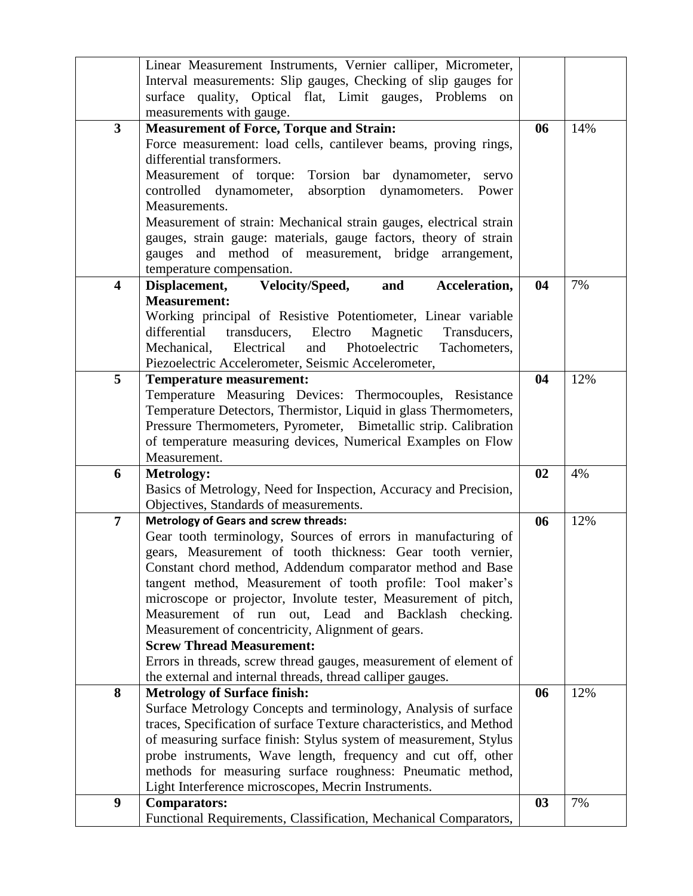| | | | |
|---|---|---|---|
| | Linear Measurement Instruments, Vernier calliper, Micrometer, Interval measurements: Slip gauges, Checking of slip gauges for surface quality, Optical flat, Limit gauges, Problems on measurements with gauge. | | |
| **3** | **Measurement of Force, Torque and Strain:**<br>Force measurement: load cells, cantilever beams, proving rings, differential transformers.<br>Measurement of torque: Torsion bar dynamometer, servo controlled dynamometer, absorption dynamometers. Power Measurements.<br>Measurement of strain: Mechanical strain gauges, electrical strain gauges, strain gauge: materials, gauge factors, theory of strain gauges and method of measurement, bridge arrangement, temperature compensation. | **06** | 14% |
| **4** | **Displacement, Velocity/Speed, and Acceleration, Measurement:**<br>Working principal of Resistive Potentiometer, Linear variable differential transducers, Electro Magnetic Transducers, Mechanical, Electrical and Photoelectric Tachometers, Piezoelectric Accelerometer, Seismic Accelerometer, | **04** | 7% |
| **5** | **Temperature measurement:**<br>Temperature Measuring Devices: Thermocouples, Resistance Temperature Detectors, Thermistor, Liquid in glass Thermometers, Pressure Thermometers, Pyrometer, Bimetallic strip. Calibration of temperature measuring devices, Numerical Examples on Flow Measurement. | **04** | 12% |
| **6** | **Metrology:**<br>Basics of Metrology, Need for Inspection, Accuracy and Precision, Objectives, Standards of measurements. | **02** | 4% |
| **7** | **Metrology of Gears and screw threads:**<br>Gear tooth terminology, Sources of errors in manufacturing of gears, Measurement of tooth thickness: Gear tooth vernier, Constant chord method, Addendum comparator method and Base tangent method, Measurement of tooth profile: Tool maker's microscope or projector, Involute tester, Measurement of pitch, Measurement of run out, Lead and Backlash checking. Measurement of concentricity, Alignment of gears.<br>**Screw Thread Measurement:**<br>Errors in threads, screw thread gauges, measurement of element of the external and internal threads, thread calliper gauges. | **06** | 12% |
| **8** | **Metrology of Surface finish:**<br>Surface Metrology Concepts and terminology, Analysis of surface traces, Specification of surface Texture characteristics, and Method of measuring surface finish: Stylus system of measurement, Stylus probe instruments, Wave length, frequency and cut off, other methods for measuring surface roughness: Pneumatic method, Light Interference microscopes, Mecrin Instruments. | **06** | 12% |
| **9** | **Comparators:**<br>Functional Requirements, Classification, Mechanical Comparators, | **03** | 7% |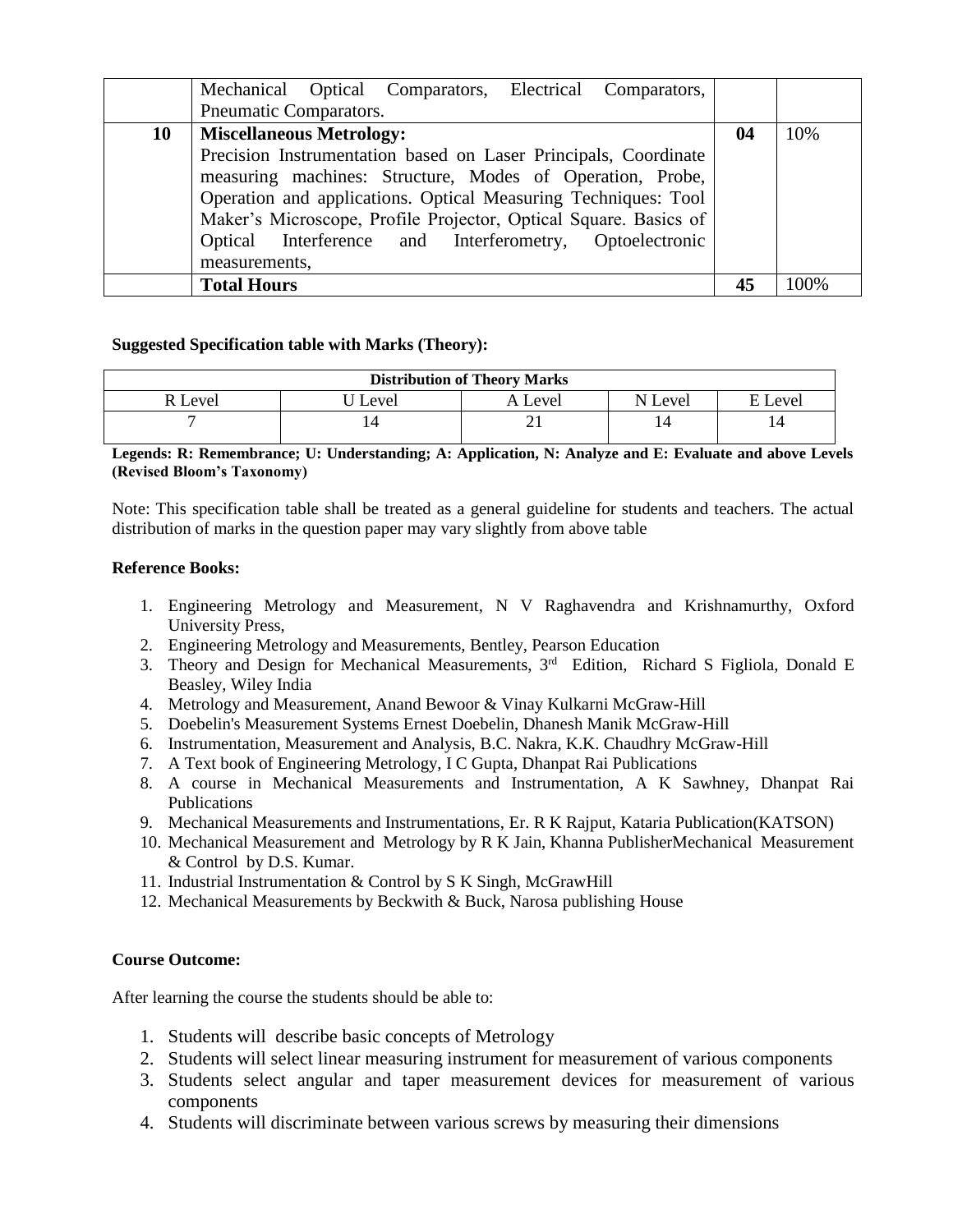|  | Mechanical Optical Comparators, Electrical Comparators, Pneumatic Comparators. |  |  |
|---|---|---|---|
| **10** | **Miscellaneous Metrology:** Precision Instrumentation based on Laser Principals, Coordinate measuring machines: Structure, Modes of Operation, Probe, Operation and applications. Optical Measuring Techniques: Tool Maker's Microscope, Profile Projector, Optical Square. Basics of Optical Interference and Interferometry, Optoelectronic measurements, | **04** | 10% |
|  | **Total Hours** | **45** | 100% |

**Suggested Specification table with Marks (Theory):**

| **Distribution of Theory Marks** | | | | |
|---|---|---|---|---|
| R Level | U Level | A Level | N Level | E Level |
| 7 | 14 | 21 | 14 | 14 |

**Legends: R: Remembrance; U: Understanding; A: Application, N: Analyze and E: Evaluate and above Levels (Revised Bloom's Taxonomy)**

Note: This specification table shall be treated as a general guideline for students and teachers. The actual distribution of marks in the question paper may vary slightly from above table

**Reference Books:**

1. Engineering Metrology and Measurement, N V Raghavendra and Krishnamurthy, Oxford University Press,
2. Engineering Metrology and Measurements, Bentley, Pearson Education
3. Theory and Design for Mechanical Measurements, 3rd Edition, Richard S Figliola, Donald E Beasley, Wiley India
4. Metrology and Measurement, Anand Bewoor & Vinay Kulkarni McGraw-Hill
5. Doebelin's Measurement Systems Ernest Doebelin, Dhanesh Manik McGraw-Hill
6. Instrumentation, Measurement and Analysis, B.C. Nakra, K.K. Chaudhry McGraw-Hill
7. A Text book of Engineering Metrology, I C Gupta, Dhanpat Rai Publications
8. A course in Mechanical Measurements and Instrumentation, A K Sawhney, Dhanpat Rai Publications
9. Mechanical Measurements and Instrumentations, Er. R K Rajput, Kataria Publication(KATSON)
10. Mechanical Measurement and Metrology by R K Jain, Khanna PublisherMechanical Measurement & Control by D.S. Kumar.
11. Industrial Instrumentation & Control by S K Singh, McGrawHill
12. Mechanical Measurements by Beckwith & Buck, Narosa publishing House

**Course Outcome:**

After learning the course the students should be able to:

1. Students will describe basic concepts of Metrology
2. Students will select linear measuring instrument for measurement of various components
3. Students select angular and taper measurement devices for measurement of various components
4. Students will discriminate between various screws by measuring their dimensions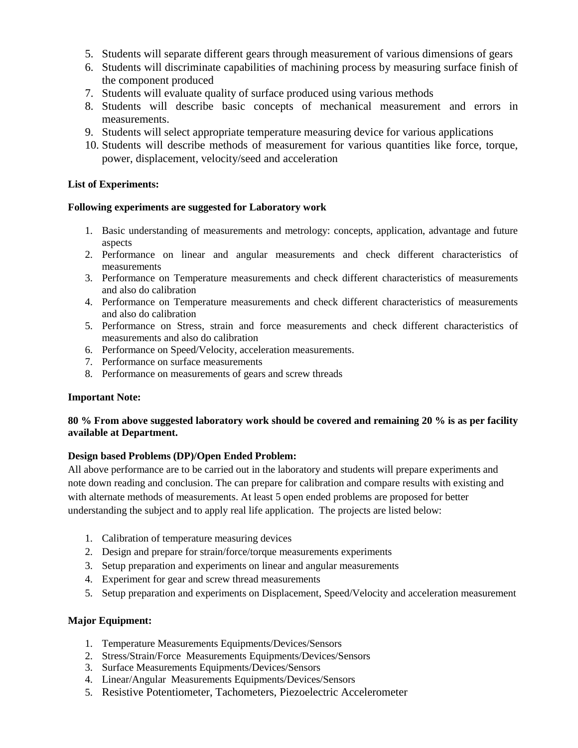5. Students will separate different gears through measurement of various dimensions of gears
6. Students will discriminate capabilities of machining process by measuring surface finish of the component produced
7. Students will evaluate quality of surface produced using various methods
8. Students will describe basic concepts of mechanical measurement and errors in measurements.
9. Students will select appropriate temperature measuring device for various applications
10. Students will describe methods of measurement for various quantities like force, torque, power, displacement, velocity/seed and acceleration

**List of Experiments:**

**Following experiments are suggested for Laboratory work**

1. Basic understanding of measurements and metrology: concepts, application, advantage and future aspects
2. Performance on linear and angular measurements and check different characteristics of measurements
3. Performance on Temperature measurements and check different characteristics of measurements and also do calibration
4. Performance on Temperature measurements and check different characteristics of measurements and also do calibration
5. Performance on Stress, strain and force measurements and check different characteristics of measurements and also do calibration
6. Performance on Speed/Velocity, acceleration measurements.
7. Performance on surface measurements
8. Performance on measurements of gears and screw threads

**Important Note:**

**80 % From above suggested laboratory work should be covered and remaining 20 % is as per facility available at Department.**

**Design based Problems (DP)/Open Ended Problem:**

All above performance are to be carried out in the laboratory and students will prepare experiments and note down reading and conclusion. The can prepare for calibration and compare results with existing and with alternate methods of measurements. At least 5 open ended problems are proposed for better understanding the subject and to apply real life application. The projects are listed below:

1. Calibration of temperature measuring devices
2. Design and prepare for strain/force/torque measurements experiments
3. Setup preparation and experiments on linear and angular measurements
4. Experiment for gear and screw thread measurements
5. Setup preparation and experiments on Displacement, Speed/Velocity and acceleration measurement

**Major Equipment:**

1. Temperature Measurements Equipments/Devices/Sensors
2. Stress/Strain/Force Measurements Equipments/Devices/Sensors
3. Surface Measurements Equipments/Devices/Sensors
4. Linear/Angular Measurements Equipments/Devices/Sensors
5. Resistive Potentiometer, Tachometers, Piezoelectric Accelerometer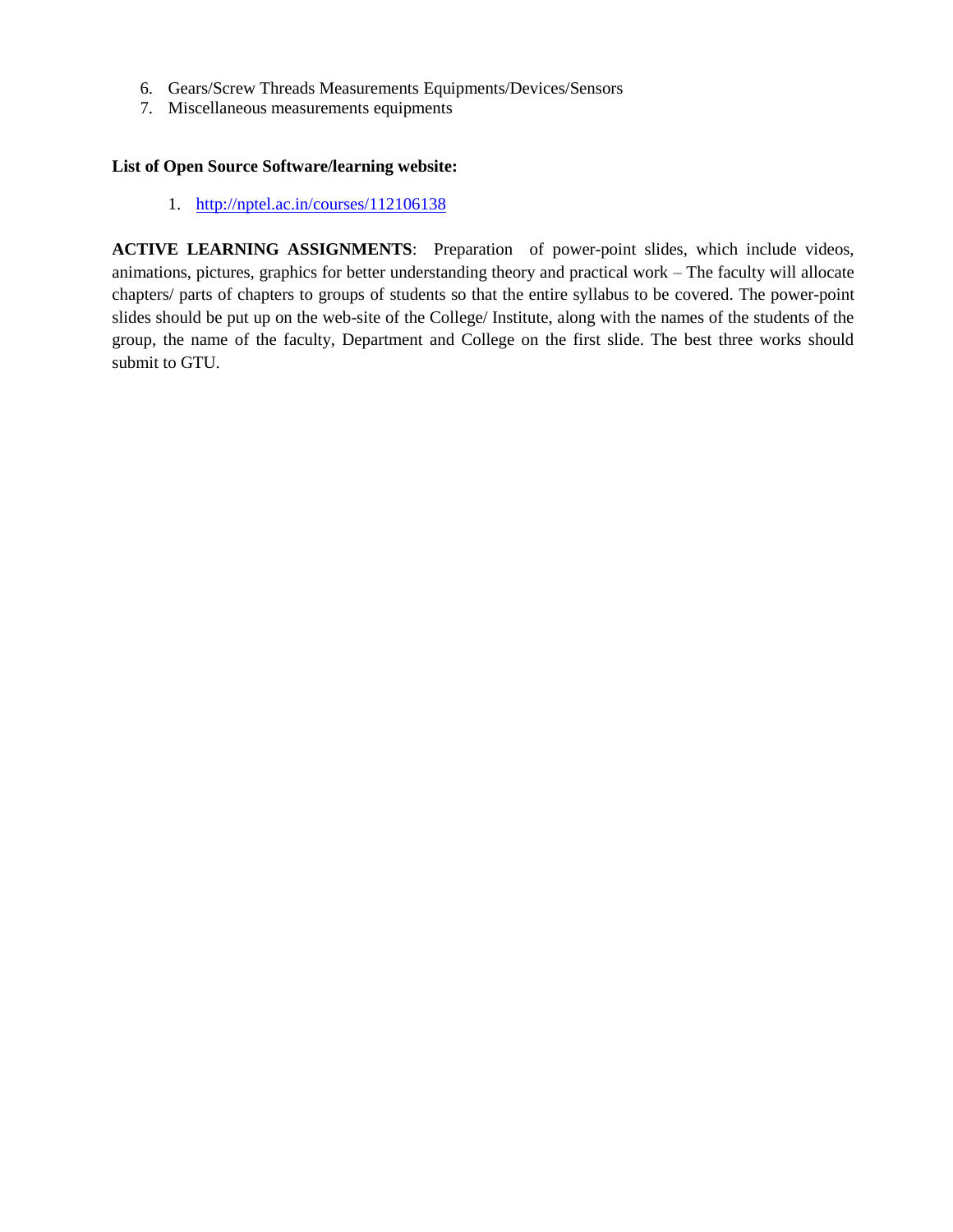6. Gears/Screw Threads Measurements Equipments/Devices/Sensors
7. Miscellaneous measurements equipments

**List of Open Source Software/learning website:**

1. http://nptel.ac.in/courses/112106138

**ACTIVE LEARNING ASSIGNMENTS**: Preparation of power-point slides, which include videos, animations, pictures, graphics for better understanding theory and practical work – The faculty will allocate chapters/ parts of chapters to groups of students so that the entire syllabus to be covered. The power-point slides should be put up on the web-site of the College/ Institute, along with the names of the students of the group, the name of the faculty, Department and College on the first slide. The best three works should submit to GTU.